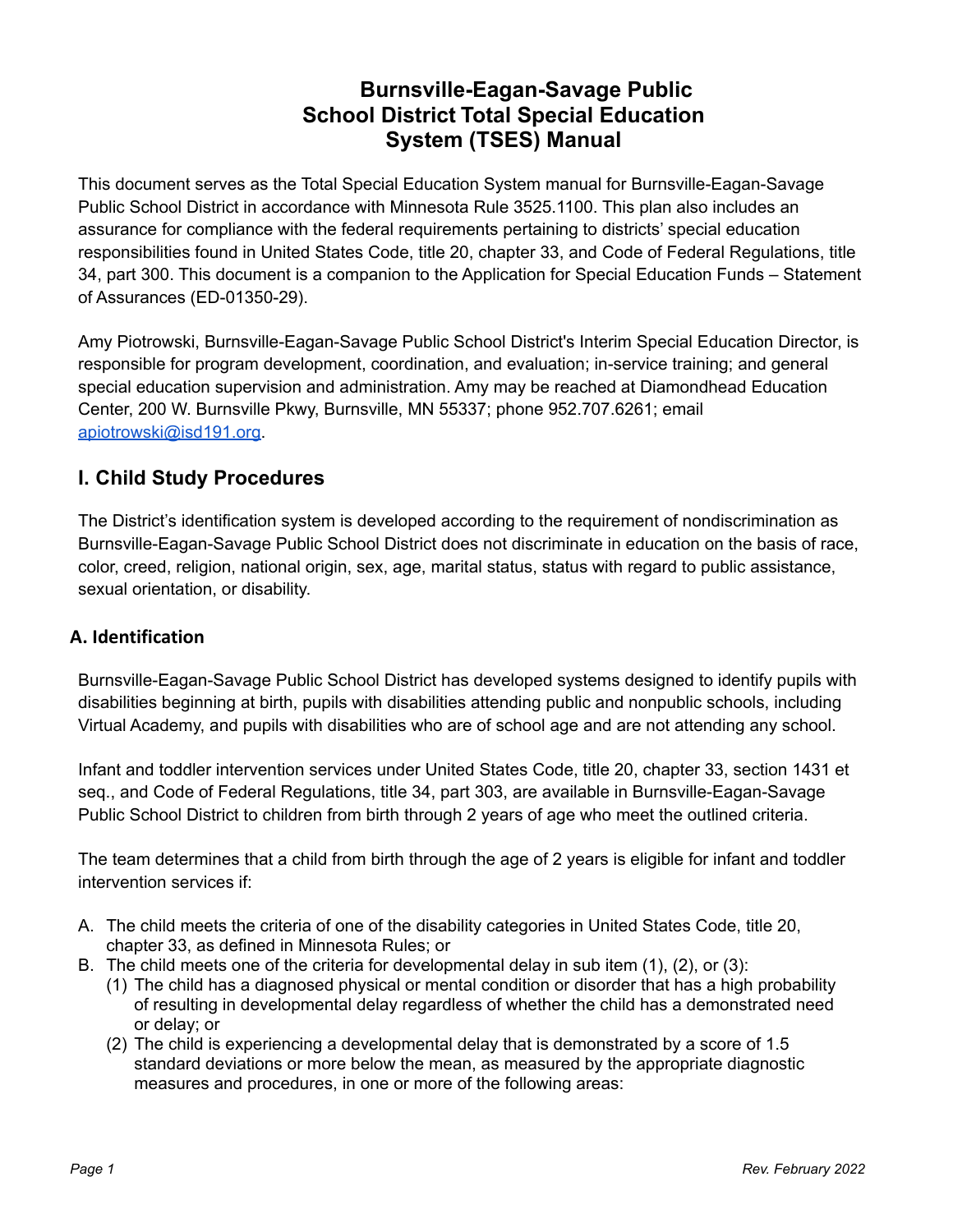# Burnsville-Eagan-Savage Public School District Total Special Education System (TSES) Manual

This document serves as the Total Special Education System manual for Burnsville-Eagan-Savage Public School District in accordance with Minnesota Rule 3525.1100. This plan also includes an assurance for compliance with the federal requirements pertaining to districts' special education responsibilities found in United States Code, title 20, chapter 33, and Code of Federal Regulations, title 34, part 300. This document is a companion to the Application for Special Education Funds – Statement of Assurances (ED-01350-29).

Amy Piotrowski, Burnsville-Eagan-Savage Public School District's Interim Special Education Director, is responsible for program development, coordination, and evaluation; in-service training; and general special education supervision and administration. Amy may be reached at Diamondhead Education Center, 200 W. Burnsville Pkwy, Burnsville, MN 55337; phone 952.707.6261; email apiotrowski@isd191.org.

## I. Child Study Procedures

The District's identification system is developed according to the requirement of nondiscrimination as Burnsville-Eagan-Savage Public School District does not discriminate in education on the basis of race, color, creed, religion, national origin, sex, age, marital status, status with regard to public assistance, sexual orientation, or disability.

### A. Identification

Burnsville-Eagan-Savage Public School District has developed systems designed to identify pupils with disabilities beginning at birth, pupils with disabilities attending public and nonpublic schools, including Virtual Academy, and pupils with disabilities who are of school age and are not attending any school.

Infant and toddler intervention services under United States Code, title 20, chapter 33, section 1431 et seq., and Code of Federal Regulations, title 34, part 303, are available in Burnsville-Eagan-Savage Public School District to children from birth through 2 years of age who meet the outlined criteria.

The team determines that a child from birth through the age of 2 years is eligible for infant and toddler intervention services if:

A. The child meets the criteria of one of the disability categories in United States Code, title 20, chapter 33, as defined in Minnesota Rules; or
B. The child meets one of the criteria for developmental delay in sub item (1), (2), or (3):
   (1) The child has a diagnosed physical or mental condition or disorder that has a high probability of resulting in developmental delay regardless of whether the child has a demonstrated need or delay; or
   (2) The child is experiencing a developmental delay that is demonstrated by a score of 1.5 standard deviations or more below the mean, as measured by the appropriate diagnostic measures and procedures, in one or more of the following areas: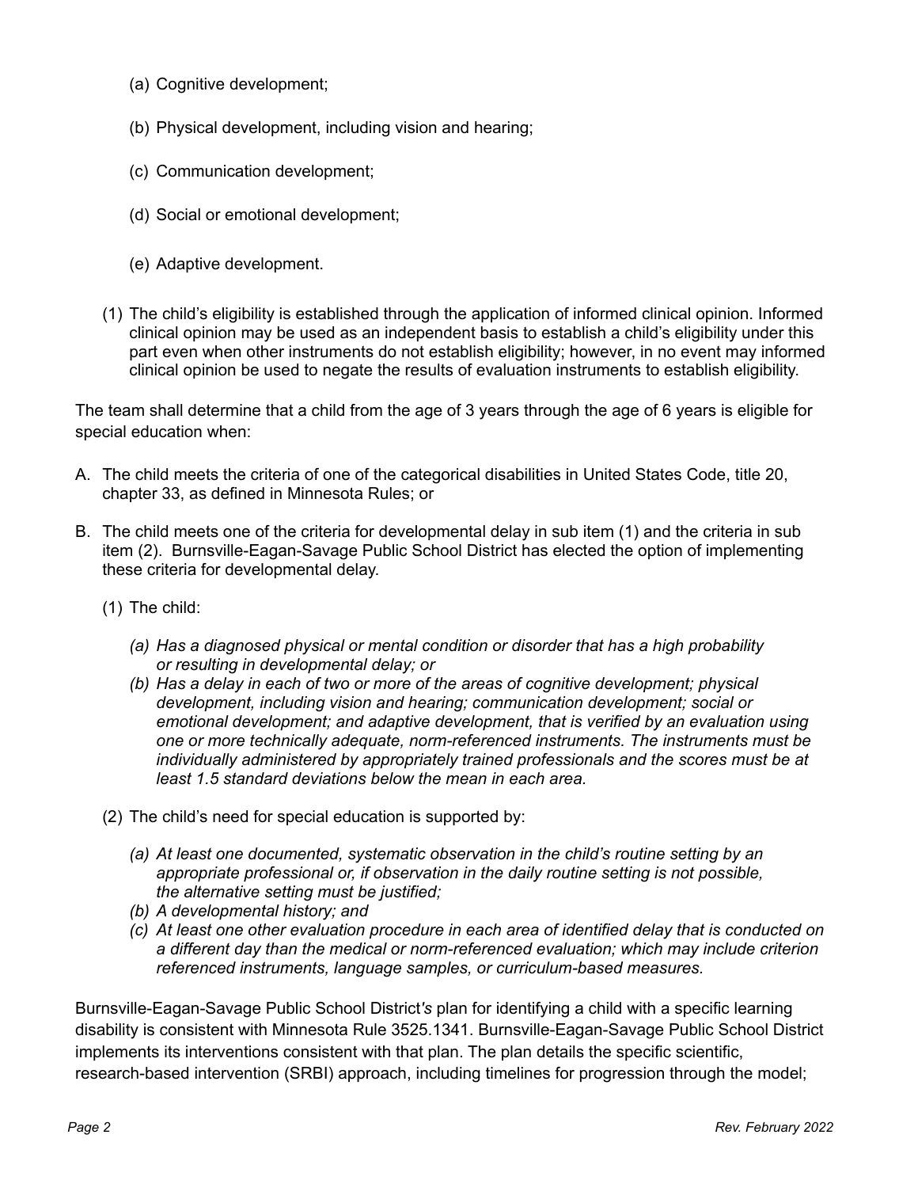(a) Cognitive development;

(b) Physical development, including vision and hearing;

(c) Communication development;

(d) Social or emotional development;

(e) Adaptive development.

(1) The child's eligibility is established through the application of informed clinical opinion. Informed clinical opinion may be used as an independent basis to establish a child's eligibility under this part even when other instruments do not establish eligibility; however, in no event may informed clinical opinion be used to negate the results of evaluation instruments to establish eligibility.

The team shall determine that a child from the age of 3 years through the age of 6 years is eligible for special education when:

A. The child meets the criteria of one of the categorical disabilities in United States Code, title 20, chapter 33, as defined in Minnesota Rules; or

B. The child meets one of the criteria for developmental delay in sub item (1) and the criteria in sub item (2). Burnsville-Eagan-Savage Public School District has elected the option of implementing these criteria for developmental delay.

   (1) The child:

   *(a) Has a diagnosed physical or mental condition or disorder that has a high probability or resulting in developmental delay; or*
   *(b) Has a delay in each of two or more of the areas of cognitive development; physical development, including vision and hearing; communication development; social or emotional development; and adaptive development, that is verified by an evaluation using one or more technically adequate, norm-referenced instruments. The instruments must be individually administered by appropriately trained professionals and the scores must be at least 1.5 standard deviations below the mean in each area.*

   (2) The child's need for special education is supported by:

   *(a) At least one documented, systematic observation in the child's routine setting by an appropriate professional or, if observation in the daily routine setting is not possible, the alternative setting must be justified;*
   *(b) A developmental history; and*
   *(c) At least one other evaluation procedure in each area of identified delay that is conducted on a different day than the medical or norm-referenced evaluation; which may include criterion referenced instruments, language samples, or curriculum-based measures.*

Burnsville-Eagan-Savage Public School District's plan for identifying a child with a specific learning disability is consistent with Minnesota Rule 3525.1341. Burnsville-Eagan-Savage Public School District implements its interventions consistent with that plan. The plan details the specific scientific, research-based intervention (SRBI) approach, including timelines for progression through the model;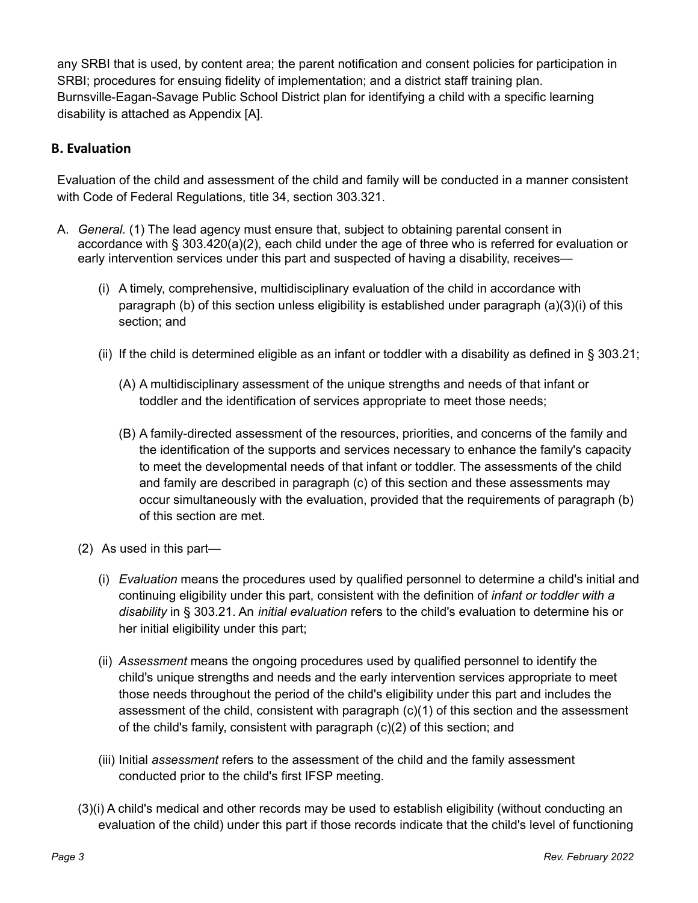any SRBI that is used, by content area; the parent notification and consent policies for participation in SRBI; procedures for ensuing fidelity of implementation; and a district staff training plan. Burnsville-Eagan-Savage Public School District plan for identifying a child with a specific learning disability is attached as Appendix [A].

## B. Evaluation

Evaluation of the child and assessment of the child and family will be conducted in a manner consistent with Code of Federal Regulations, title 34, section 303.321.

A. *General*. (1) The lead agency must ensure that, subject to obtaining parental consent in accordance with § 303.420(a)(2), each child under the age of three who is referred for evaluation or early intervention services under this part and suspected of having a disability, receives—

   (i) A timely, comprehensive, multidisciplinary evaluation of the child in accordance with paragraph (b) of this section unless eligibility is established under paragraph (a)(3)(i) of this section; and

   (ii) If the child is determined eligible as an infant or toddler with a disability as defined in § 303.21;

      (A) A multidisciplinary assessment of the unique strengths and needs of that infant or toddler and the identification of services appropriate to meet those needs;

      (B) A family-directed assessment of the resources, priorities, and concerns of the family and the identification of the supports and services necessary to enhance the family's capacity to meet the developmental needs of that infant or toddler. The assessments of the child and family are described in paragraph (c) of this section and these assessments may occur simultaneously with the evaluation, provided that the requirements of paragraph (b) of this section are met.

   (2) As used in this part—

   (i) *Evaluation* means the procedures used by qualified personnel to determine a child's initial and continuing eligibility under this part, consistent with the definition of *infant or toddler with a disability* in § 303.21. An *initial evaluation* refers to the child's evaluation to determine his or her initial eligibility under this part;

   (ii) *Assessment* means the ongoing procedures used by qualified personnel to identify the child's unique strengths and needs and the early intervention services appropriate to meet those needs throughout the period of the child's eligibility under this part and includes the assessment of the child, consistent with paragraph (c)(1) of this section and the assessment of the child's family, consistent with paragraph (c)(2) of this section; and

   (iii) Initial *assessment* refers to the assessment of the child and the family assessment conducted prior to the child's first IFSP meeting.

   (3)(i) A child's medical and other records may be used to establish eligibility (without conducting an evaluation of the child) under this part if those records indicate that the child's level of functioning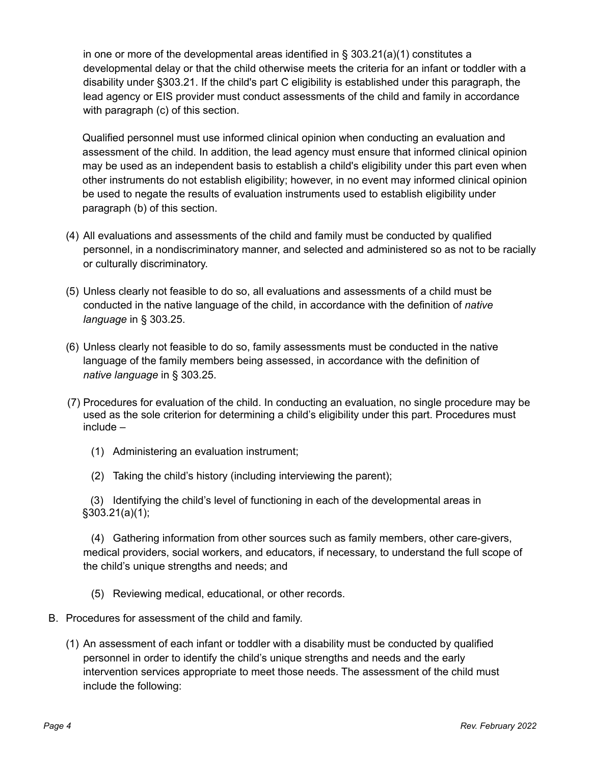in one or more of the developmental areas identified in § 303.21(a)(1) constitutes a developmental delay or that the child otherwise meets the criteria for an infant or toddler with a disability under §303.21. If the child's part C eligibility is established under this paragraph, the lead agency or EIS provider must conduct assessments of the child and family in accordance with paragraph (c) of this section.

Qualified personnel must use informed clinical opinion when conducting an evaluation and assessment of the child. In addition, the lead agency must ensure that informed clinical opinion may be used as an independent basis to establish a child's eligibility under this part even when other instruments do not establish eligibility; however, in no event may informed clinical opinion be used to negate the results of evaluation instruments used to establish eligibility under paragraph (b) of this section.

(4) All evaluations and assessments of the child and family must be conducted by qualified personnel, in a nondiscriminatory manner, and selected and administered so as not to be racially or culturally discriminatory.

(5) Unless clearly not feasible to do so, all evaluations and assessments of a child must be conducted in the native language of the child, in accordance with the definition of *native language* in § 303.25.

(6) Unless clearly not feasible to do so, family assessments must be conducted in the native language of the family members being assessed, in accordance with the definition of *native language* in § 303.25.

(7) Procedures for evaluation of the child. In conducting an evaluation, no single procedure may be used as the sole criterion for determining a child's eligibility under this part. Procedures must include –

   (1) Administering an evaluation instrument;

   (2) Taking the child's history (including interviewing the parent);

   (3) Identifying the child's level of functioning in each of the developmental areas in §303.21(a)(1);

   (4) Gathering information from other sources such as family members, other care-givers, medical providers, social workers, and educators, if necessary, to understand the full scope of the child's unique strengths and needs; and

   (5) Reviewing medical, educational, or other records.

B. Procedures for assessment of the child and family.

   (1) An assessment of each infant or toddler with a disability must be conducted by qualified personnel in order to identify the child's unique strengths and needs and the early intervention services appropriate to meet those needs. The assessment of the child must include the following: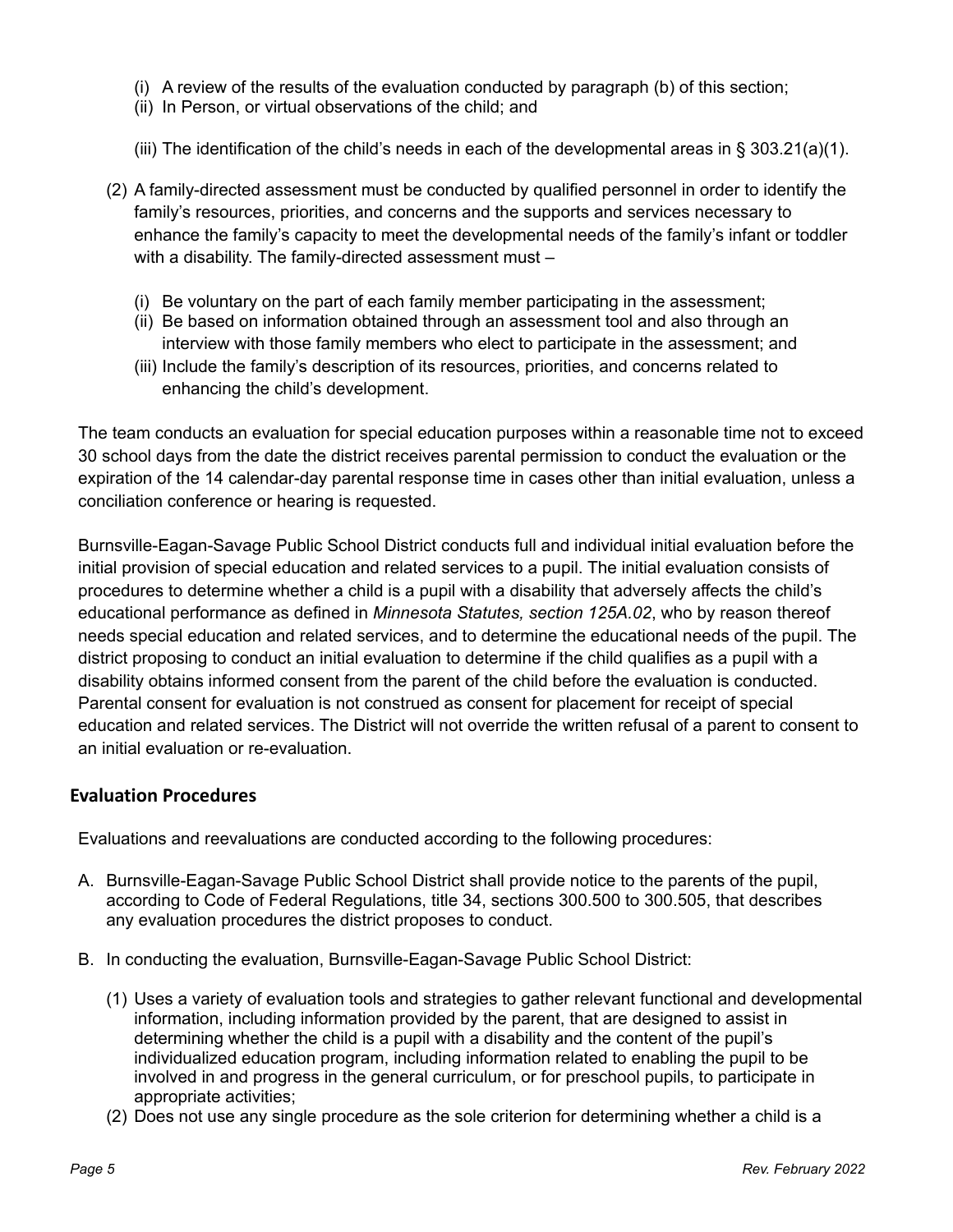(i) A review of the results of the evaluation conducted by paragraph (b) of this section;
(ii) In Person, or virtual observations of the child; and
(iii) The identification of the child's needs in each of the developmental areas in § 303.21(a)(1).

(2) A family-directed assessment must be conducted by qualified personnel in order to identify the family's resources, priorities, and concerns and the supports and services necessary to enhance the family's capacity to meet the developmental needs of the family's infant or toddler with a disability. The family-directed assessment must –

(i) Be voluntary on the part of each family member participating in the assessment;
(ii) Be based on information obtained through an assessment tool and also through an interview with those family members who elect to participate in the assessment; and
(iii) Include the family's description of its resources, priorities, and concerns related to enhancing the child's development.

The team conducts an evaluation for special education purposes within a reasonable time not to exceed 30 school days from the date the district receives parental permission to conduct the evaluation or the expiration of the 14 calendar-day parental response time in cases other than initial evaluation, unless a conciliation conference or hearing is requested.

Burnsville-Eagan-Savage Public School District conducts full and individual initial evaluation before the initial provision of special education and related services to a pupil. The initial evaluation consists of procedures to determine whether a child is a pupil with a disability that adversely affects the child's educational performance as defined in *Minnesota Statutes, section 125A.02*, who by reason thereof needs special education and related services, and to determine the educational needs of the pupil. The district proposing to conduct an initial evaluation to determine if the child qualifies as a pupil with a disability obtains informed consent from the parent of the child before the evaluation is conducted. Parental consent for evaluation is not construed as consent for placement for receipt of special education and related services. The District will not override the written refusal of a parent to consent to an initial evaluation or re-evaluation.

## Evaluation Procedures

Evaluations and reevaluations are conducted according to the following procedures:

A. Burnsville-Eagan-Savage Public School District shall provide notice to the parents of the pupil, according to Code of Federal Regulations, title 34, sections 300.500 to 300.505, that describes any evaluation procedures the district proposes to conduct.

B. In conducting the evaluation, Burnsville-Eagan-Savage Public School District:

(1) Uses a variety of evaluation tools and strategies to gather relevant functional and developmental information, including information provided by the parent, that are designed to assist in determining whether the child is a pupil with a disability and the content of the pupil's individualized education program, including information related to enabling the pupil to be involved in and progress in the general curriculum, or for preschool pupils, to participate in appropriate activities;
(2) Does not use any single procedure as the sole criterion for determining whether a child is a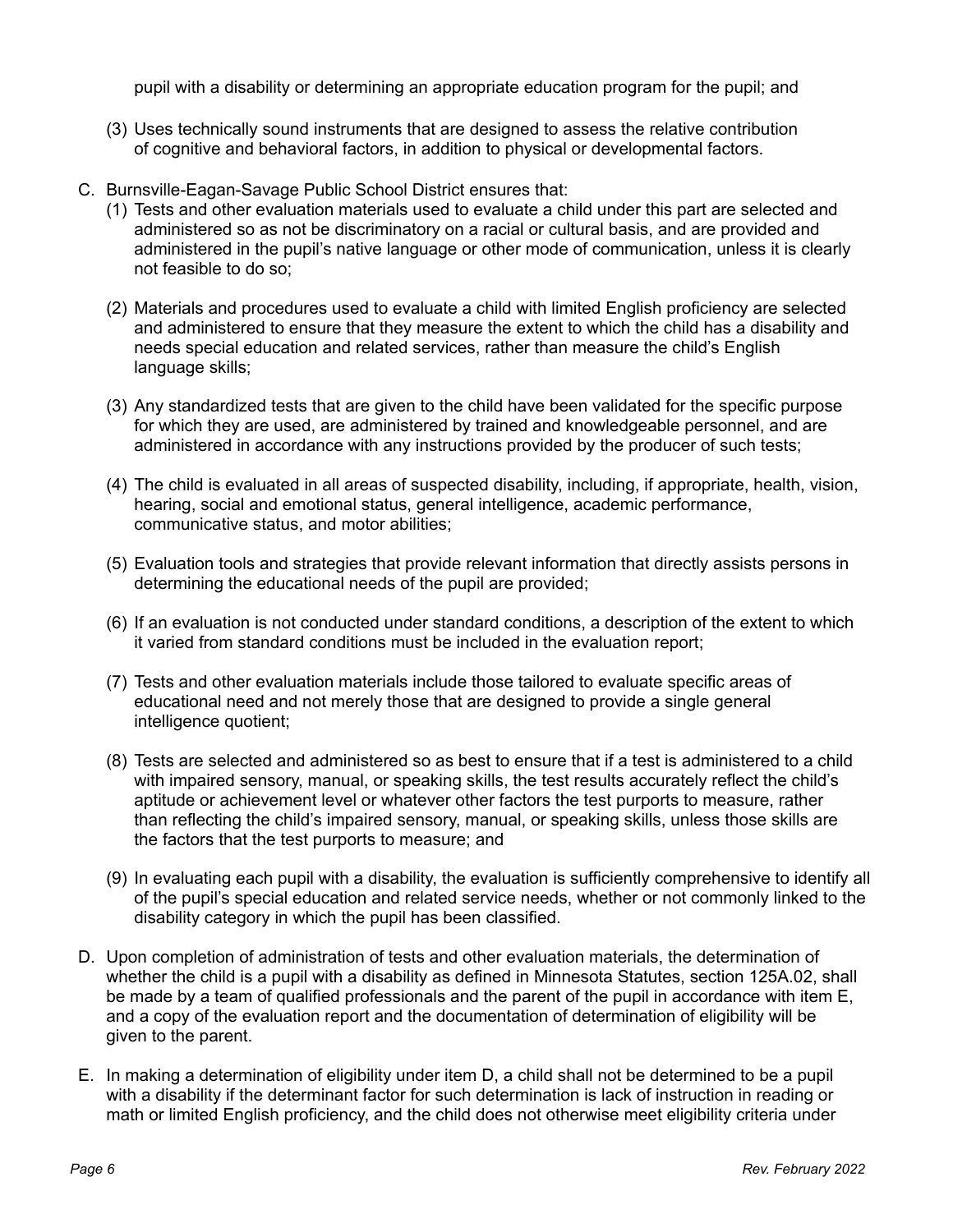pupil with a disability or determining an appropriate education program for the pupil; and

(3) Uses technically sound instruments that are designed to assess the relative contribution of cognitive and behavioral factors, in addition to physical or developmental factors.

C. Burnsville-Eagan-Savage Public School District ensures that:

(1) Tests and other evaluation materials used to evaluate a child under this part are selected and administered so as not be discriminatory on a racial or cultural basis, and are provided and administered in the pupil's native language or other mode of communication, unless it is clearly not feasible to do so;

(2) Materials and procedures used to evaluate a child with limited English proficiency are selected and administered to ensure that they measure the extent to which the child has a disability and needs special education and related services, rather than measure the child's English language skills;

(3) Any standardized tests that are given to the child have been validated for the specific purpose for which they are used, are administered by trained and knowledgeable personnel, and are administered in accordance with any instructions provided by the producer of such tests;

(4) The child is evaluated in all areas of suspected disability, including, if appropriate, health, vision, hearing, social and emotional status, general intelligence, academic performance, communicative status, and motor abilities;

(5) Evaluation tools and strategies that provide relevant information that directly assists persons in determining the educational needs of the pupil are provided;

(6) If an evaluation is not conducted under standard conditions, a description of the extent to which it varied from standard conditions must be included in the evaluation report;

(7) Tests and other evaluation materials include those tailored to evaluate specific areas of educational need and not merely those that are designed to provide a single general intelligence quotient;

(8) Tests are selected and administered so as best to ensure that if a test is administered to a child with impaired sensory, manual, or speaking skills, the test results accurately reflect the child's aptitude or achievement level or whatever other factors the test purports to measure, rather than reflecting the child's impaired sensory, manual, or speaking skills, unless those skills are the factors that the test purports to measure; and

(9) In evaluating each pupil with a disability, the evaluation is sufficiently comprehensive to identify all of the pupil's special education and related service needs, whether or not commonly linked to the disability category in which the pupil has been classified.

D. Upon completion of administration of tests and other evaluation materials, the determination of whether the child is a pupil with a disability as defined in Minnesota Statutes, section 125A.02, shall be made by a team of qualified professionals and the parent of the pupil in accordance with item E, and a copy of the evaluation report and the documentation of determination of eligibility will be given to the parent.

E. In making a determination of eligibility under item D, a child shall not be determined to be a pupil with a disability if the determinant factor for such determination is lack of instruction in reading or math or limited English proficiency, and the child does not otherwise meet eligibility criteria under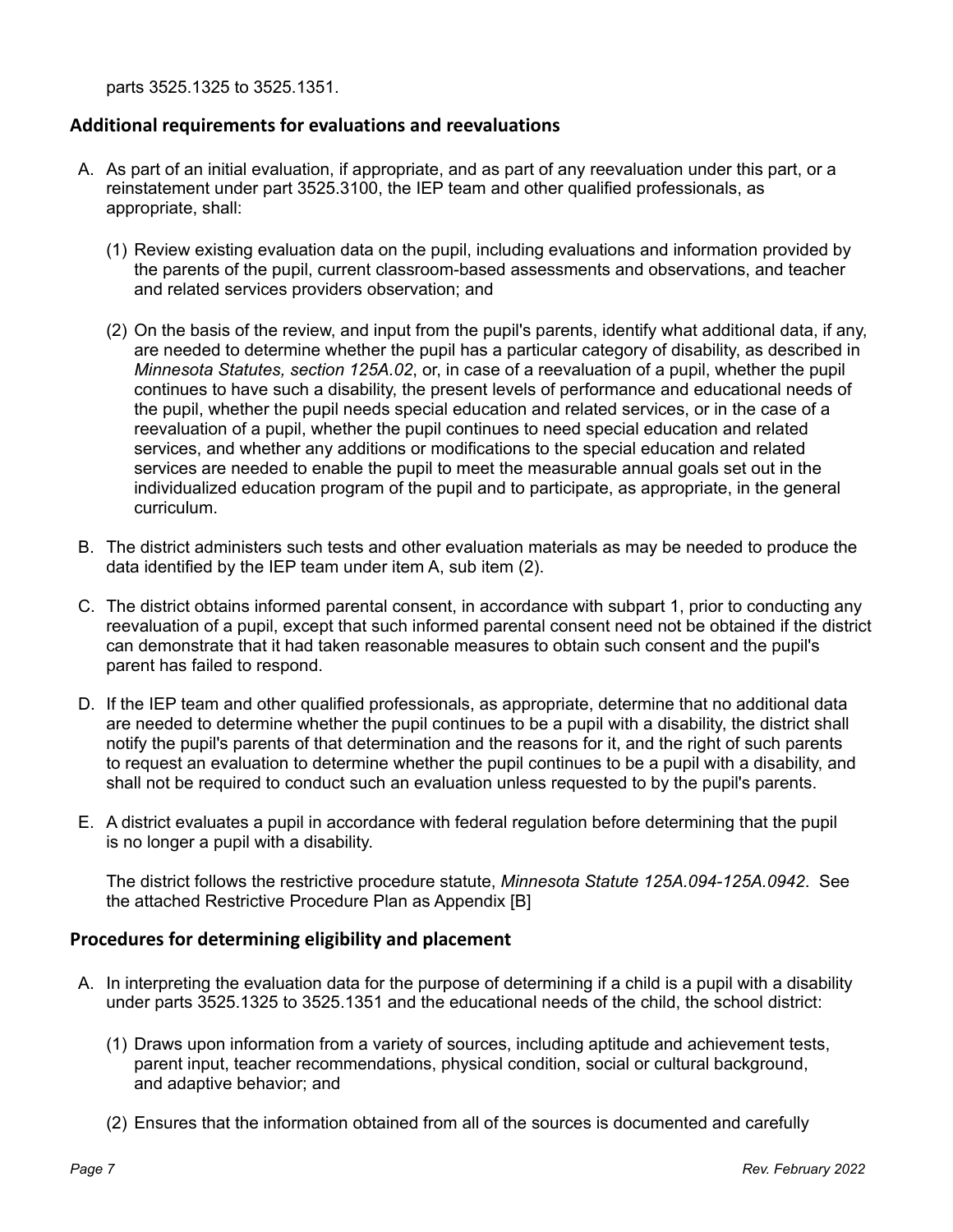parts 3525.1325 to 3525.1351.

## Additional requirements for evaluations and reevaluations

A. As part of an initial evaluation, if appropriate, and as part of any reevaluation under this part, or a reinstatement under part 3525.3100, the IEP team and other qualified professionals, as appropriate, shall:

   (1) Review existing evaluation data on the pupil, including evaluations and information provided by the parents of the pupil, current classroom-based assessments and observations, and teacher and related services providers observation; and

   (2) On the basis of the review, and input from the pupil's parents, identify what additional data, if any, are needed to determine whether the pupil has a particular category of disability, as described in *Minnesota Statutes, section 125A.02*, or, in case of a reevaluation of a pupil, whether the pupil continues to have such a disability, the present levels of performance and educational needs of the pupil, whether the pupil needs special education and related services, or in the case of a reevaluation of a pupil, whether the pupil continues to need special education and related services, and whether any additions or modifications to the special education and related services are needed to enable the pupil to meet the measurable annual goals set out in the individualized education program of the pupil and to participate, as appropriate, in the general curriculum.

B. The district administers such tests and other evaluation materials as may be needed to produce the data identified by the IEP team under item A, sub item (2).

C. The district obtains informed parental consent, in accordance with subpart 1, prior to conducting any reevaluation of a pupil, except that such informed parental consent need not be obtained if the district can demonstrate that it had taken reasonable measures to obtain such consent and the pupil's parent has failed to respond.

D. If the IEP team and other qualified professionals, as appropriate, determine that no additional data are needed to determine whether the pupil continues to be a pupil with a disability, the district shall notify the pupil's parents of that determination and the reasons for it, and the right of such parents to request an evaluation to determine whether the pupil continues to be a pupil with a disability, and shall not be required to conduct such an evaluation unless requested to by the pupil's parents.

E. A district evaluates a pupil in accordance with federal regulation before determining that the pupil is no longer a pupil with a disability.

   The district follows the restrictive procedure statute, *Minnesota Statute 125A.094-125A.0942*. See the attached Restrictive Procedure Plan as Appendix [B]

## Procedures for determining eligibility and placement

A. In interpreting the evaluation data for the purpose of determining if a child is a pupil with a disability under parts 3525.1325 to 3525.1351 and the educational needs of the child, the school district:

   (1) Draws upon information from a variety of sources, including aptitude and achievement tests, parent input, teacher recommendations, physical condition, social or cultural background, and adaptive behavior; and

   (2) Ensures that the information obtained from all of the sources is documented and carefully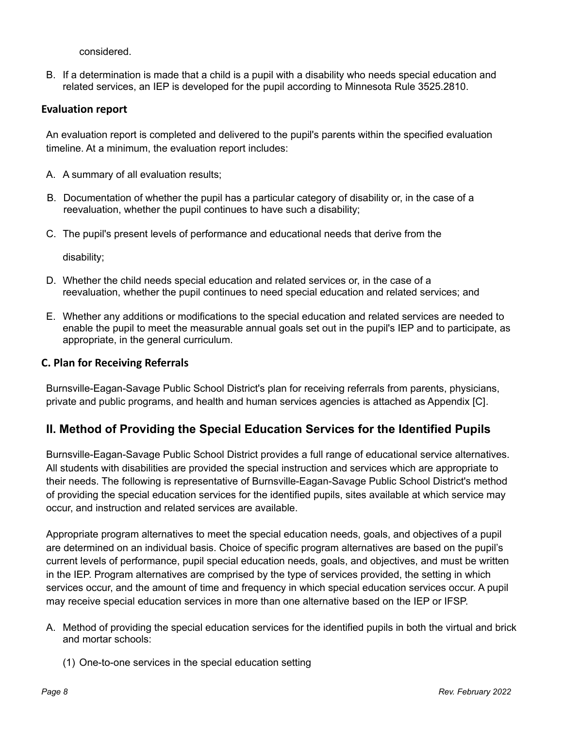considered.

B. If a determination is made that a child is a pupil with a disability who needs special education and related services, an IEP is developed for the pupil according to Minnesota Rule 3525.2810.

### Evaluation report

An evaluation report is completed and delivered to the pupil's parents within the specified evaluation timeline. At a minimum, the evaluation report includes:

A. A summary of all evaluation results;

B. Documentation of whether the pupil has a particular category of disability or, in the case of a reevaluation, whether the pupil continues to have such a disability;

C. The pupil's present levels of performance and educational needs that derive from the disability;

D. Whether the child needs special education and related services or, in the case of a reevaluation, whether the pupil continues to need special education and related services; and

E. Whether any additions or modifications to the special education and related services are needed to enable the pupil to meet the measurable annual goals set out in the pupil's IEP and to participate, as appropriate, in the general curriculum.

### C. Plan for Receiving Referrals

Burnsville-Eagan-Savage Public School District's plan for receiving referrals from parents, physicians, private and public programs, and health and human services agencies is attached as Appendix [C].

## II. Method of Providing the Special Education Services for the Identified Pupils

Burnsville-Eagan-Savage Public School District provides a full range of educational service alternatives. All students with disabilities are provided the special instruction and services which are appropriate to their needs. The following is representative of Burnsville-Eagan-Savage Public School District's method of providing the special education services for the identified pupils, sites available at which service may occur, and instruction and related services are available.

Appropriate program alternatives to meet the special education needs, goals, and objectives of a pupil are determined on an individual basis. Choice of specific program alternatives are based on the pupil's current levels of performance, pupil special education needs, goals, and objectives, and must be written in the IEP. Program alternatives are comprised by the type of services provided, the setting in which services occur, and the amount of time and frequency in which special education services occur. A pupil may receive special education services in more than one alternative based on the IEP or IFSP.

A. Method of providing the special education services for the identified pupils in both the virtual and brick and mortar schools:

   (1) One-to-one services in the special education setting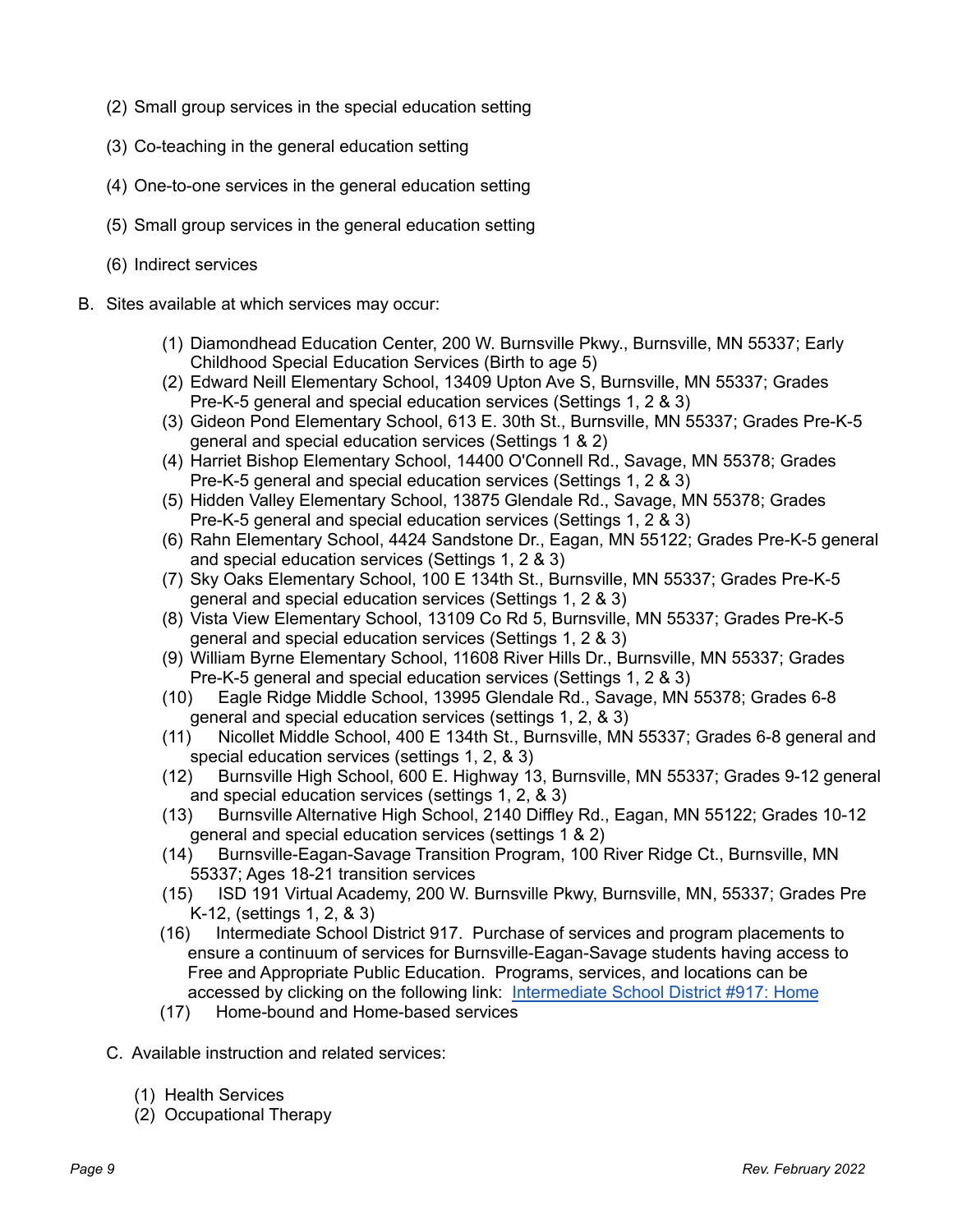(2) Small group services in the special education setting

(3) Co-teaching in the general education setting

(4) One-to-one services in the general education setting

(5) Small group services in the general education setting

(6) Indirect services

B. Sites available at which services may occur:

(1) Diamondhead Education Center, 200 W. Burnsville Pkwy., Burnsville, MN 55337; Early Childhood Special Education Services (Birth to age 5)
(2) Edward Neill Elementary School, 13409 Upton Ave S, Burnsville, MN 55337; Grades Pre-K-5 general and special education services (Settings 1, 2 & 3)
(3) Gideon Pond Elementary School, 613 E. 30th St., Burnsville, MN 55337; Grades Pre-K-5 general and special education services (Settings 1 & 2)
(4) Harriet Bishop Elementary School, 14400 O'Connell Rd., Savage, MN 55378; Grades Pre-K-5 general and special education services (Settings 1, 2 & 3)
(5) Hidden Valley Elementary School, 13875 Glendale Rd., Savage, MN 55378; Grades Pre-K-5 general and special education services (Settings 1, 2 & 3)
(6) Rahn Elementary School, 4424 Sandstone Dr., Eagan, MN 55122; Grades Pre-K-5 general and special education services (Settings 1, 2 & 3)
(7) Sky Oaks Elementary School, 100 E 134th St., Burnsville, MN 55337; Grades Pre-K-5 general and special education services (Settings 1, 2 & 3)
(8) Vista View Elementary School, 13109 Co Rd 5, Burnsville, MN 55337; Grades Pre-K-5 general and special education services (Settings 1, 2 & 3)
(9) William Byrne Elementary School, 11608 River Hills Dr., Burnsville, MN 55337; Grades Pre-K-5 general and special education services (Settings 1, 2 & 3)
(10) Eagle Ridge Middle School, 13995 Glendale Rd., Savage, MN 55378; Grades 6-8 general and special education services (settings 1, 2, & 3)
(11) Nicollet Middle School, 400 E 134th St., Burnsville, MN 55337; Grades 6-8 general and special education services (settings 1, 2, & 3)
(12) Burnsville High School, 600 E. Highway 13, Burnsville, MN 55337; Grades 9-12 general and special education services (settings 1, 2, & 3)
(13) Burnsville Alternative High School, 2140 Diffley Rd., Eagan, MN 55122; Grades 10-12 general and special education services (settings 1 & 2)
(14) Burnsville-Eagan-Savage Transition Program, 100 River Ridge Ct., Burnsville, MN 55337; Ages 18-21 transition services
(15) ISD 191 Virtual Academy, 200 W. Burnsville Pkwy, Burnsville, MN, 55337; Grades Pre K-12, (settings 1, 2, & 3)
(16) Intermediate School District 917. Purchase of services and program placements to ensure a continuum of services for Burnsville-Eagan-Savage students having access to Free and Appropriate Public Education. Programs, services, and locations can be accessed by clicking on the following link: Intermediate School District #917: Home
(17) Home-bound and Home-based services

C. Available instruction and related services:

(1) Health Services
(2) Occupational Therapy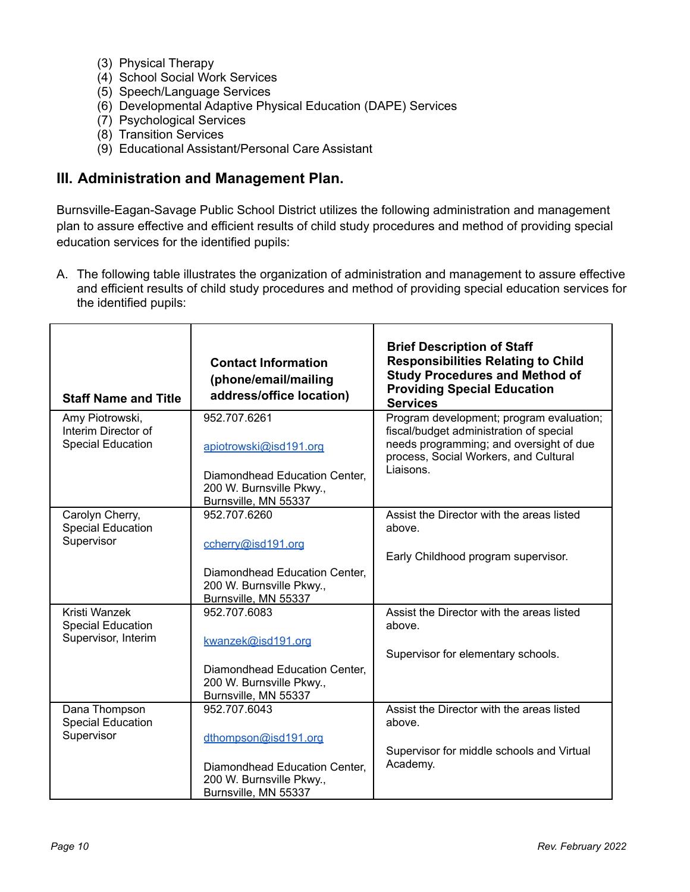(3) Physical Therapy
(4) School Social Work Services
(5) Speech/Language Services
(6) Developmental Adaptive Physical Education (DAPE) Services
(7) Psychological Services
(8) Transition Services
(9) Educational Assistant/Personal Care Assistant

## III. Administration and Management Plan.

Burnsville-Eagan-Savage Public School District utilizes the following administration and management plan to assure effective and efficient results of child study procedures and method of providing special education services for the identified pupils:

A. The following table illustrates the organization of administration and management to assure effective and efficient results of child study procedures and method of providing special education services for the identified pupils:

| Staff Name and Title | Contact Information (phone/email/mailing address/office location) | Brief Description of Staff Responsibilities Relating to Child Study Procedures and Method of Providing Special Education Services |
|---|---|---|
| Amy Piotrowski, Interim Director of Special Education | 952.707.6261<br><br>apiotrowski@isd191.org<br><br>Diamondhead Education Center, 200 W. Burnsville Pkwy., Burnsville, MN 55337 | Program development; program evaluation; fiscal/budget administration of special needs programming; and oversight of due process, Social Workers, and Cultural Liaisons. |
| Carolyn Cherry, Special Education Supervisor | 952.707.6260<br><br>ccherry@isd191.org<br><br>Diamondhead Education Center, 200 W. Burnsville Pkwy., Burnsville, MN 55337 | Assist the Director with the areas listed above.<br><br>Early Childhood program supervisor. |
| Kristi Wanzek Special Education Supervisor, Interim | 952.707.6083<br><br>kwanzek@isd191.org<br><br>Diamondhead Education Center, 200 W. Burnsville Pkwy., Burnsville, MN 55337 | Assist the Director with the areas listed above.<br><br>Supervisor for elementary schools. |
| Dana Thompson Special Education Supervisor | 952.707.6043<br><br>dthompson@isd191.org<br><br>Diamondhead Education Center, 200 W. Burnsville Pkwy., Burnsville, MN 55337 | Assist the Director with the areas listed above.<br><br>Supervisor for middle schools and Virtual Academy. |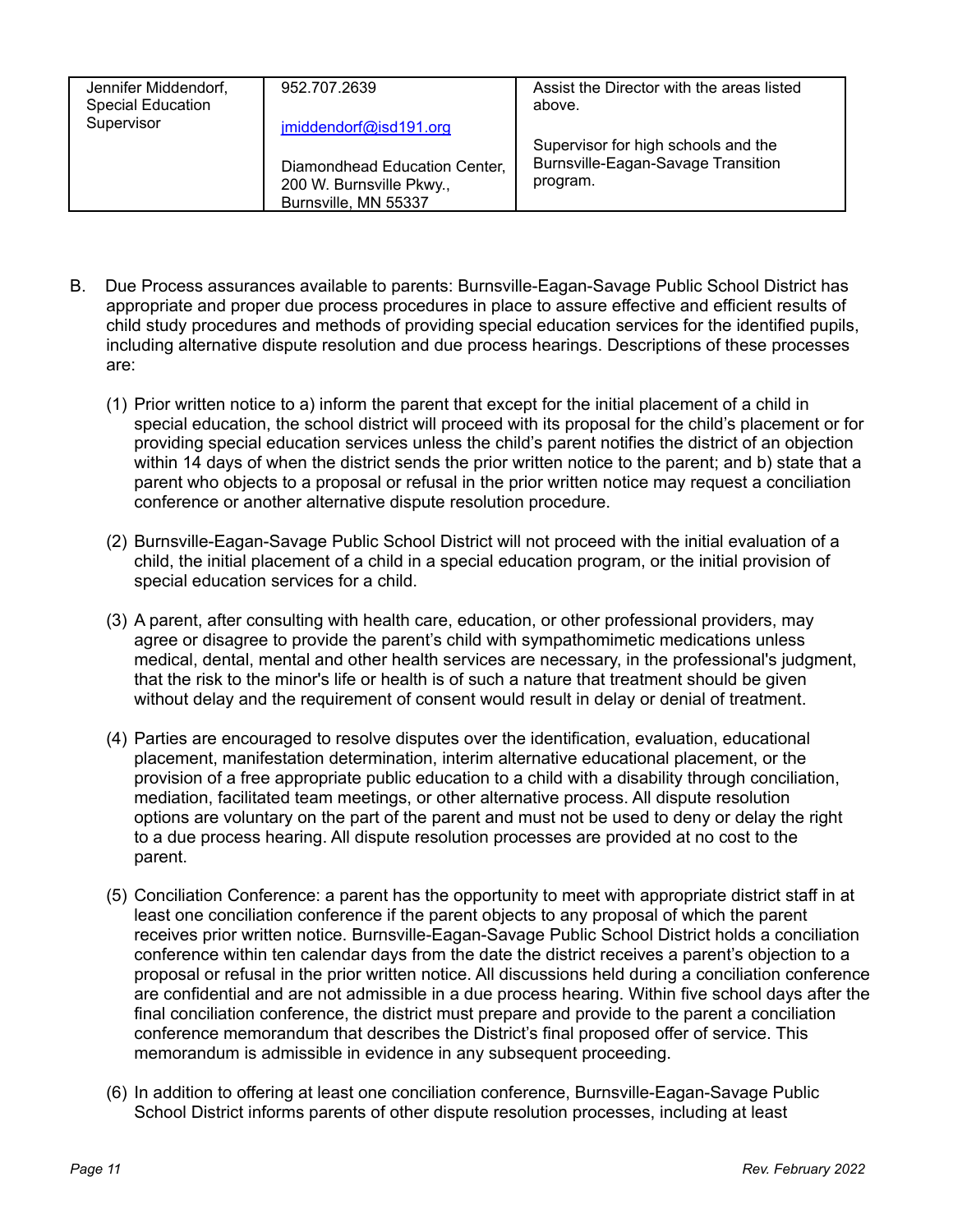| Jennifer Middendorf, Special Education Supervisor | 952.707.2639<br><br>jmiddendorf@isd191.org<br><br>Diamondhead Education Center, 200 W. Burnsville Pkwy., Burnsville, MN 55337 | Assist the Director with the areas listed above.<br><br>Supervisor for high schools and the Burnsville-Eagan-Savage Transition program. |
|---|---|---|

B. Due Process assurances available to parents: Burnsville-Eagan-Savage Public School District has appropriate and proper due process procedures in place to assure effective and efficient results of child study procedures and methods of providing special education services for the identified pupils, including alternative dispute resolution and due process hearings. Descriptions of these processes are:

(1) Prior written notice to a) inform the parent that except for the initial placement of a child in special education, the school district will proceed with its proposal for the child's placement or for providing special education services unless the child's parent notifies the district of an objection within 14 days of when the district sends the prior written notice to the parent; and b) state that a parent who objects to a proposal or refusal in the prior written notice may request a conciliation conference or another alternative dispute resolution procedure.

(2) Burnsville-Eagan-Savage Public School District will not proceed with the initial evaluation of a child, the initial placement of a child in a special education program, or the initial provision of special education services for a child.

(3) A parent, after consulting with health care, education, or other professional providers, may agree or disagree to provide the parent's child with sympathomimetic medications unless medical, dental, mental and other health services are necessary, in the professional's judgment, that the risk to the minor's life or health is of such a nature that treatment should be given without delay and the requirement of consent would result in delay or denial of treatment.

(4) Parties are encouraged to resolve disputes over the identification, evaluation, educational placement, manifestation determination, interim alternative educational placement, or the provision of a free appropriate public education to a child with a disability through conciliation, mediation, facilitated team meetings, or other alternative process. All dispute resolution options are voluntary on the part of the parent and must not be used to deny or delay the right to a due process hearing. All dispute resolution processes are provided at no cost to the parent.

(5) Conciliation Conference: a parent has the opportunity to meet with appropriate district staff in at least one conciliation conference if the parent objects to any proposal of which the parent receives prior written notice. Burnsville-Eagan-Savage Public School District holds a conciliation conference within ten calendar days from the date the district receives a parent's objection to a proposal or refusal in the prior written notice. All discussions held during a conciliation conference are confidential and are not admissible in a due process hearing. Within five school days after the final conciliation conference, the district must prepare and provide to the parent a conciliation conference memorandum that describes the District's final proposed offer of service. This memorandum is admissible in evidence in any subsequent proceeding.

(6) In addition to offering at least one conciliation conference, Burnsville-Eagan-Savage Public School District informs parents of other dispute resolution processes, including at least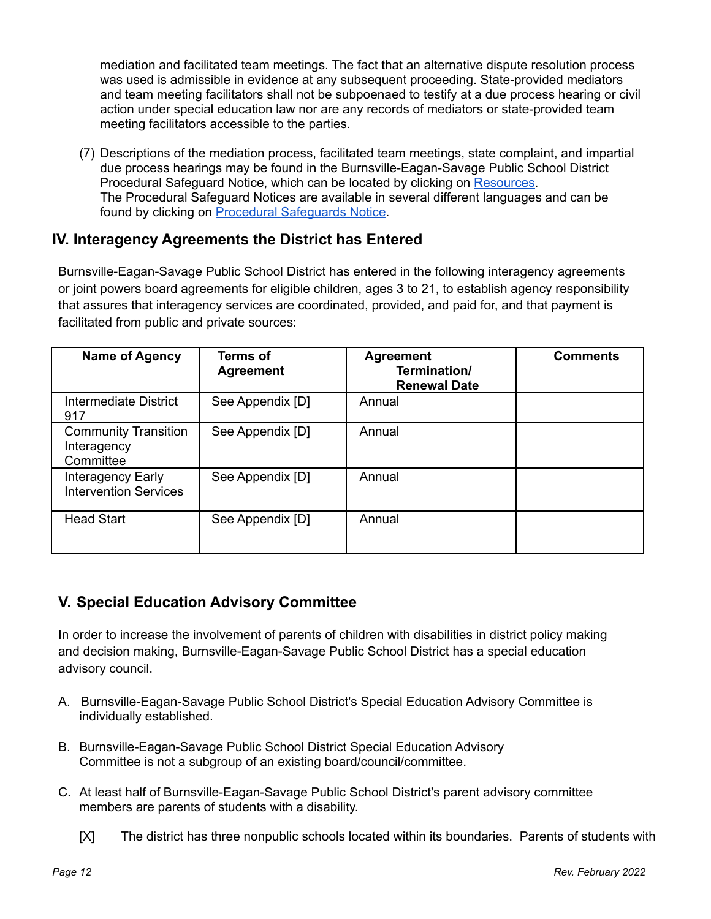mediation and facilitated team meetings. The fact that an alternative dispute resolution process was used is admissible in evidence at any subsequent proceeding. State-provided mediators and team meeting facilitators shall not be subpoenaed to testify at a due process hearing or civil action under special education law nor are any records of mediators or state-provided team meeting facilitators accessible to the parties.

(7) Descriptions of the mediation process, facilitated team meetings, state complaint, and impartial due process hearings may be found in the Burnsville-Eagan-Savage Public School District Procedural Safeguard Notice, which can be located by clicking on Resources. The Procedural Safeguard Notices are available in several different languages and can be found by clicking on Procedural Safeguards Notice.

## IV. Interagency Agreements the District has Entered

Burnsville-Eagan-Savage Public School District has entered in the following interagency agreements or joint powers board agreements for eligible children, ages 3 to 21, to establish agency responsibility that assures that interagency services are coordinated, provided, and paid for, and that payment is facilitated from public and private sources:

| Name of Agency | Terms of Agreement | Agreement Termination/ Renewal Date | Comments |
|---|---|---|---|
| Intermediate District 917 | See Appendix [D] | Annual | |
| Community Transition Interagency Committee | See Appendix [D] | Annual | |
| Interagency Early Intervention Services | See Appendix [D] | Annual | |
| Head Start | See Appendix [D] | Annual | |

## V. Special Education Advisory Committee

In order to increase the involvement of parents of children with disabilities in district policy making and decision making, Burnsville-Eagan-Savage Public School District has a special education advisory council.

A. Burnsville-Eagan-Savage Public School District's Special Education Advisory Committee is individually established.

B. Burnsville-Eagan-Savage Public School District Special Education Advisory Committee is not a subgroup of an existing board/council/committee.

C. At least half of Burnsville-Eagan-Savage Public School District's parent advisory committee members are parents of students with a disability.

[X] The district has three nonpublic schools located within its boundaries. Parents of students with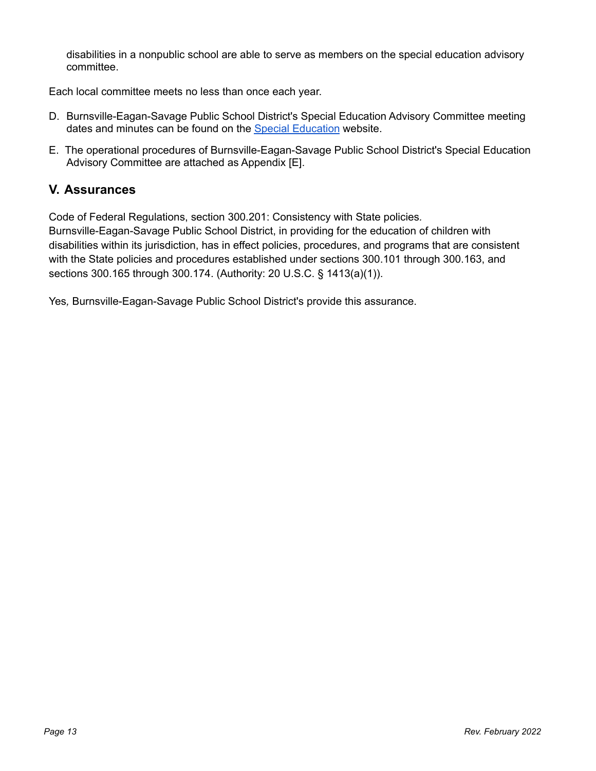disabilities in a nonpublic school are able to serve as members on the special education advisory committee.

Each local committee meets no less than once each year.

D. Burnsville-Eagan-Savage Public School District's Special Education Advisory Committee meeting dates and minutes can be found on the [Special Education]() website.

E. The operational procedures of Burnsville-Eagan-Savage Public School District's Special Education Advisory Committee are attached as Appendix [E].

## V. Assurances

Code of Federal Regulations, section 300.201: Consistency with State policies.
Burnsville-Eagan-Savage Public School District, in providing for the education of children with disabilities within its jurisdiction, has in effect policies, procedures, and programs that are consistent with the State policies and procedures established under sections 300.101 through 300.163, and sections 300.165 through 300.174. (Authority: 20 U.S.C. § 1413(a)(1)).

Yes, Burnsville-Eagan-Savage Public School District's provide this assurance.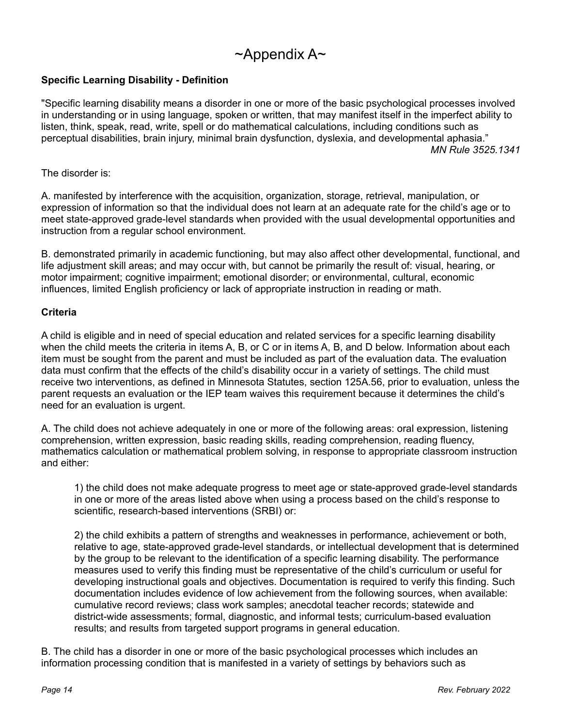# ~Appendix A~

**Specific Learning Disability - Definition**

"Specific learning disability means a disorder in one or more of the basic psychological processes involved in understanding or in using language, spoken or written, that may manifest itself in the imperfect ability to listen, think, speak, read, write, spell or do mathematical calculations, including conditions such as perceptual disabilities, brain injury, minimal brain dysfunction, dyslexia, and developmental aphasia."

*MN Rule 3525.1341*

The disorder is:

A. manifested by interference with the acquisition, organization, storage, retrieval, manipulation, or expression of information so that the individual does not learn at an adequate rate for the child's age or to meet state-approved grade-level standards when provided with the usual developmental opportunities and instruction from a regular school environment.

B. demonstrated primarily in academic functioning, but may also affect other developmental, functional, and life adjustment skill areas; and may occur with, but cannot be primarily the result of: visual, hearing, or motor impairment; cognitive impairment; emotional disorder; or environmental, cultural, economic influences, limited English proficiency or lack of appropriate instruction in reading or math.

**Criteria**

A child is eligible and in need of special education and related services for a specific learning disability when the child meets the criteria in items A, B, or C or in items A, B, and D below. Information about each item must be sought from the parent and must be included as part of the evaluation data. The evaluation data must confirm that the effects of the child's disability occur in a variety of settings. The child must receive two interventions, as defined in Minnesota Statutes, section 125A.56, prior to evaluation, unless the parent requests an evaluation or the IEP team waives this requirement because it determines the child's need for an evaluation is urgent.

A. The child does not achieve adequately in one or more of the following areas: oral expression, listening comprehension, written expression, basic reading skills, reading comprehension, reading fluency, mathematics calculation or mathematical problem solving, in response to appropriate classroom instruction and either:

> 1) the child does not make adequate progress to meet age or state-approved grade-level standards in one or more of the areas listed above when using a process based on the child's response to scientific, research-based interventions (SRBI) or:
>
> 2) the child exhibits a pattern of strengths and weaknesses in performance, achievement or both, relative to age, state-approved grade-level standards, or intellectual development that is determined by the group to be relevant to the identification of a specific learning disability. The performance measures used to verify this finding must be representative of the child's curriculum or useful for developing instructional goals and objectives. Documentation is required to verify this finding. Such documentation includes evidence of low achievement from the following sources, when available: cumulative record reviews; class work samples; anecdotal teacher records; statewide and district-wide assessments; formal, diagnostic, and informal tests; curriculum-based evaluation results; and results from targeted support programs in general education.

B. The child has a disorder in one or more of the basic psychological processes which includes an information processing condition that is manifested in a variety of settings by behaviors such as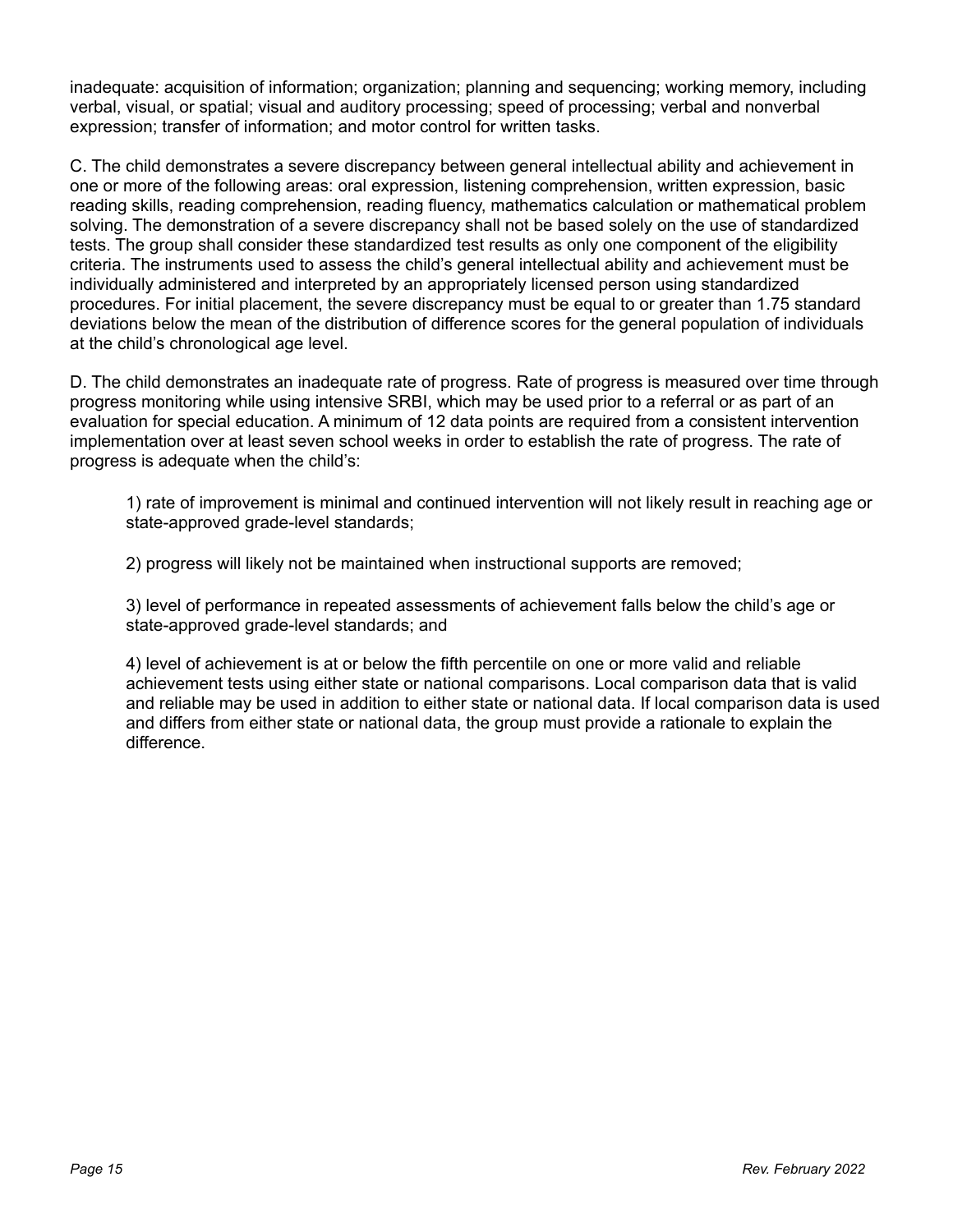inadequate: acquisition of information; organization; planning and sequencing; working memory, including verbal, visual, or spatial; visual and auditory processing; speed of processing; verbal and nonverbal expression; transfer of information; and motor control for written tasks.

C. The child demonstrates a severe discrepancy between general intellectual ability and achievement in one or more of the following areas: oral expression, listening comprehension, written expression, basic reading skills, reading comprehension, reading fluency, mathematics calculation or mathematical problem solving. The demonstration of a severe discrepancy shall not be based solely on the use of standardized tests. The group shall consider these standardized test results as only one component of the eligibility criteria. The instruments used to assess the child's general intellectual ability and achievement must be individually administered and interpreted by an appropriately licensed person using standardized procedures. For initial placement, the severe discrepancy must be equal to or greater than 1.75 standard deviations below the mean of the distribution of difference scores for the general population of individuals at the child's chronological age level.

D. The child demonstrates an inadequate rate of progress. Rate of progress is measured over time through progress monitoring while using intensive SRBI, which may be used prior to a referral or as part of an evaluation for special education. A minimum of 12 data points are required from a consistent intervention implementation over at least seven school weeks in order to establish the rate of progress. The rate of progress is adequate when the child's:

1) rate of improvement is minimal and continued intervention will not likely result in reaching age or state-approved grade-level standards;

2) progress will likely not be maintained when instructional supports are removed;

3) level of performance in repeated assessments of achievement falls below the child's age or state-approved grade-level standards; and

4) level of achievement is at or below the fifth percentile on one or more valid and reliable achievement tests using either state or national comparisons. Local comparison data that is valid and reliable may be used in addition to either state or national data. If local comparison data is used and differs from either state or national data, the group must provide a rationale to explain the difference.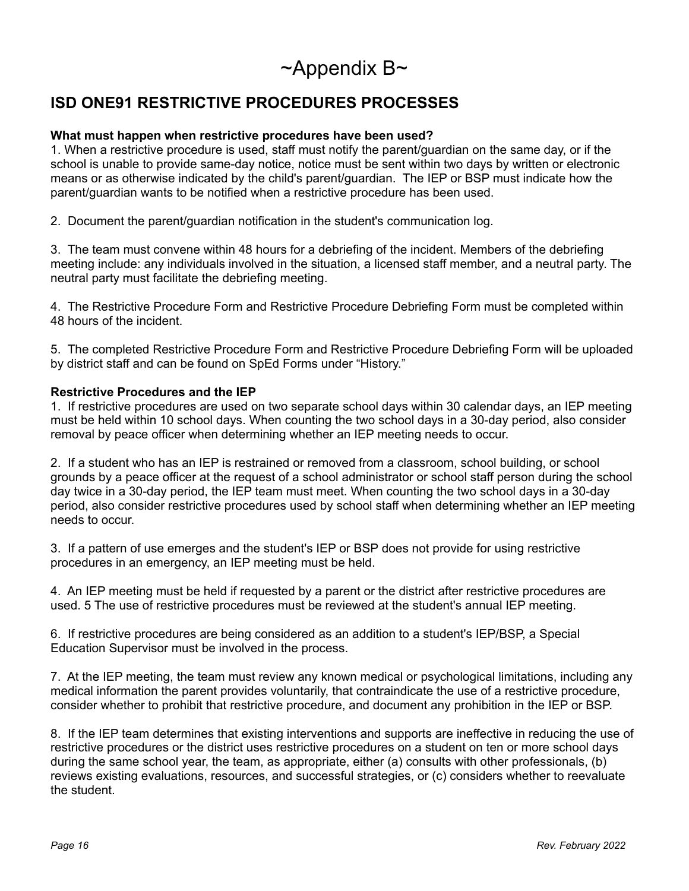# ~Appendix B~

## ISD ONE91 RESTRICTIVE PROCEDURES PROCESSES

**What must happen when restrictive procedures have been used?**

1. When a restrictive procedure is used, staff must notify the parent/guardian on the same day, or if the school is unable to provide same-day notice, notice must be sent within two days by written or electronic means or as otherwise indicated by the child's parent/guardian. The IEP or BSP must indicate how the parent/guardian wants to be notified when a restrictive procedure has been used.

2. Document the parent/guardian notification in the student's communication log.

3. The team must convene within 48 hours for a debriefing of the incident. Members of the debriefing meeting include: any individuals involved in the situation, a licensed staff member, and a neutral party. The neutral party must facilitate the debriefing meeting.

4. The Restrictive Procedure Form and Restrictive Procedure Debriefing Form must be completed within 48 hours of the incident.

5. The completed Restrictive Procedure Form and Restrictive Procedure Debriefing Form will be uploaded by district staff and can be found on SpEd Forms under "History."

**Restrictive Procedures and the IEP**

1. If restrictive procedures are used on two separate school days within 30 calendar days, an IEP meeting must be held within 10 school days. When counting the two school days in a 30-day period, also consider removal by peace officer when determining whether an IEP meeting needs to occur.

2. If a student who has an IEP is restrained or removed from a classroom, school building, or school grounds by a peace officer at the request of a school administrator or school staff person during the school day twice in a 30-day period, the IEP team must meet. When counting the two school days in a 30-day period, also consider restrictive procedures used by school staff when determining whether an IEP meeting needs to occur.

3. If a pattern of use emerges and the student's IEP or BSP does not provide for using restrictive procedures in an emergency, an IEP meeting must be held.

4. An IEP meeting must be held if requested by a parent or the district after restrictive procedures are used. 5 The use of restrictive procedures must be reviewed at the student's annual IEP meeting.

6. If restrictive procedures are being considered as an addition to a student's IEP/BSP, a Special Education Supervisor must be involved in the process.

7. At the IEP meeting, the team must review any known medical or psychological limitations, including any medical information the parent provides voluntarily, that contraindicate the use of a restrictive procedure, consider whether to prohibit that restrictive procedure, and document any prohibition in the IEP or BSP.

8. If the IEP team determines that existing interventions and supports are ineffective in reducing the use of restrictive procedures or the district uses restrictive procedures on a student on ten or more school days during the same school year, the team, as appropriate, either (a) consults with other professionals, (b) reviews existing evaluations, resources, and successful strategies, or (c) considers whether to reevaluate the student.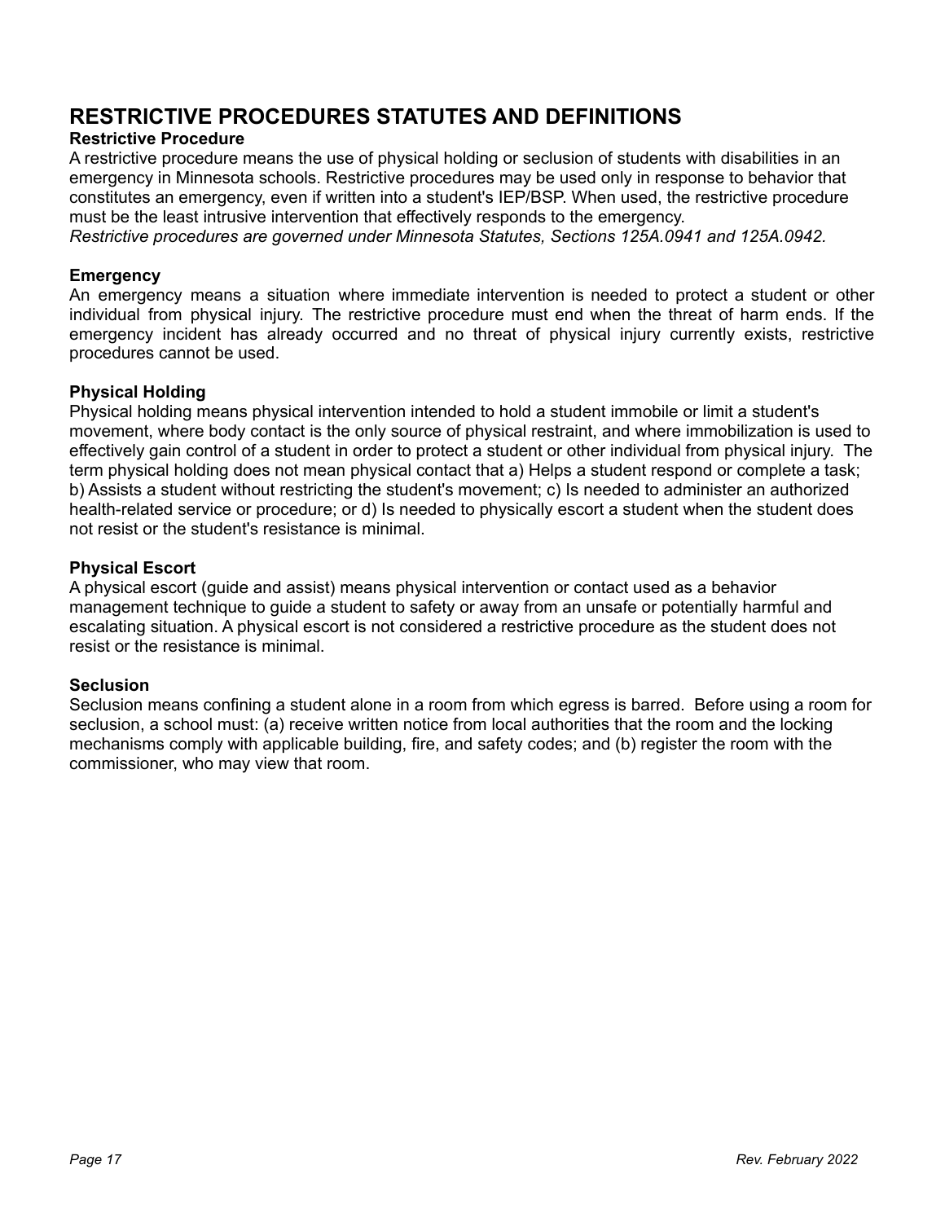# RESTRICTIVE PROCEDURES STATUTES AND DEFINITIONS

**Restrictive Procedure**

A restrictive procedure means the use of physical holding or seclusion of students with disabilities in an emergency in Minnesota schools. Restrictive procedures may be used only in response to behavior that constitutes an emergency, even if written into a student's IEP/BSP. When used, the restrictive procedure must be the least intrusive intervention that effectively responds to the emergency.

*Restrictive procedures are governed under Minnesota Statutes, Sections 125A.0941 and 125A.0942.*

**Emergency**

An emergency means a situation where immediate intervention is needed to protect a student or other individual from physical injury. The restrictive procedure must end when the threat of harm ends. If the emergency incident has already occurred and no threat of physical injury currently exists, restrictive procedures cannot be used.

**Physical Holding**

Physical holding means physical intervention intended to hold a student immobile or limit a student's movement, where body contact is the only source of physical restraint, and where immobilization is used to effectively gain control of a student in order to protect a student or other individual from physical injury. The term physical holding does not mean physical contact that a) Helps a student respond or complete a task; b) Assists a student without restricting the student's movement; c) Is needed to administer an authorized health-related service or procedure; or d) Is needed to physically escort a student when the student does not resist or the student's resistance is minimal.

**Physical Escort**

A physical escort (guide and assist) means physical intervention or contact used as a behavior management technique to guide a student to safety or away from an unsafe or potentially harmful and escalating situation. A physical escort is not considered a restrictive procedure as the student does not resist or the resistance is minimal.

**Seclusion**

Seclusion means confining a student alone in a room from which egress is barred. Before using a room for seclusion, a school must: (a) receive written notice from local authorities that the room and the locking mechanisms comply with applicable building, fire, and safety codes; and (b) register the room with the commissioner, who may view that room.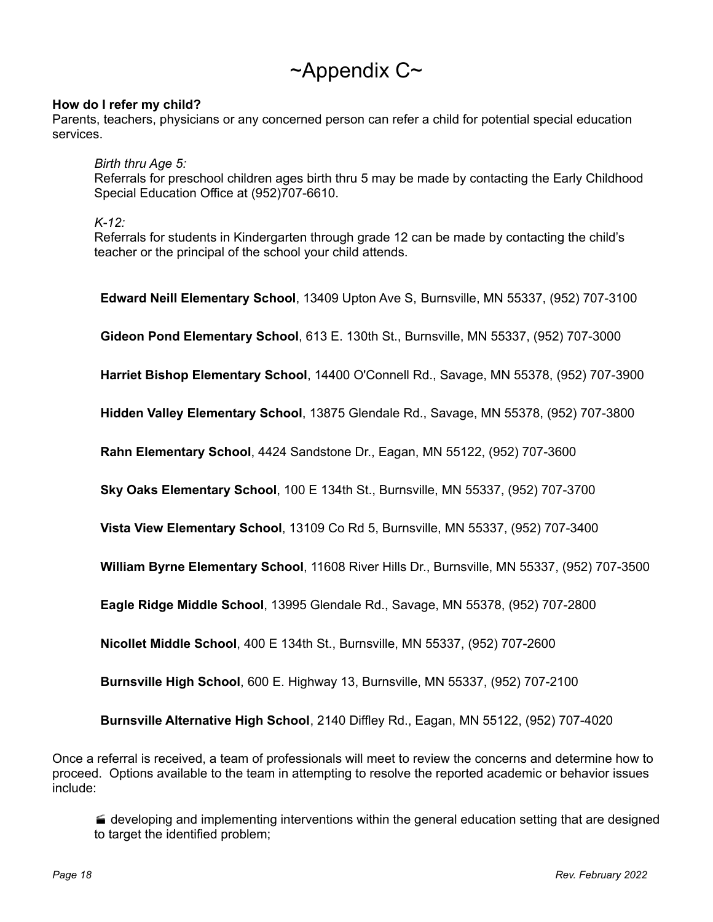# ~Appendix C~

**How do I refer my child?**
Parents, teachers, physicians or any concerned person can refer a child for potential special education services.

*Birth thru Age 5:*
Referrals for preschool children ages birth thru 5 may be made by contacting the Early Childhood Special Education Office at (952)707-6610.

*K-12:*
Referrals for students in Kindergarten through grade 12 can be made by contacting the child's teacher or the principal of the school your child attends.

**Edward Neill Elementary School**, 13409 Upton Ave S, Burnsville, MN 55337, (952) 707-3100

**Gideon Pond Elementary School**, 613 E. 130th St., Burnsville, MN 55337, (952) 707-3000

**Harriet Bishop Elementary School**, 14400 O'Connell Rd., Savage, MN 55378, (952) 707-3900

**Hidden Valley Elementary School**, 13875 Glendale Rd., Savage, MN 55378, (952) 707-3800

**Rahn Elementary School**, 4424 Sandstone Dr., Eagan, MN 55122, (952) 707-3600

**Sky Oaks Elementary School**, 100 E 134th St., Burnsville, MN 55337, (952) 707-3700

**Vista View Elementary School**, 13109 Co Rd 5, Burnsville, MN 55337, (952) 707-3400

**William Byrne Elementary School**, 11608 River Hills Dr., Burnsville, MN 55337, (952) 707-3500

**Eagle Ridge Middle School**, 13995 Glendale Rd., Savage, MN 55378, (952) 707-2800

**Nicollet Middle School**, 400 E 134th St., Burnsville, MN 55337, (952) 707-2600

**Burnsville High School**, 600 E. Highway 13, Burnsville, MN 55337, (952) 707-2100

**Burnsville Alternative High School**, 2140 Diffley Rd., Eagan, MN 55122, (952) 707-4020

Once a referral is received, a team of professionals will meet to review the concerns and determine how to proceed. Options available to the team in attempting to resolve the reported academic or behavior issues include:

- developing and implementing interventions within the general education setting that are designed to target the identified problem;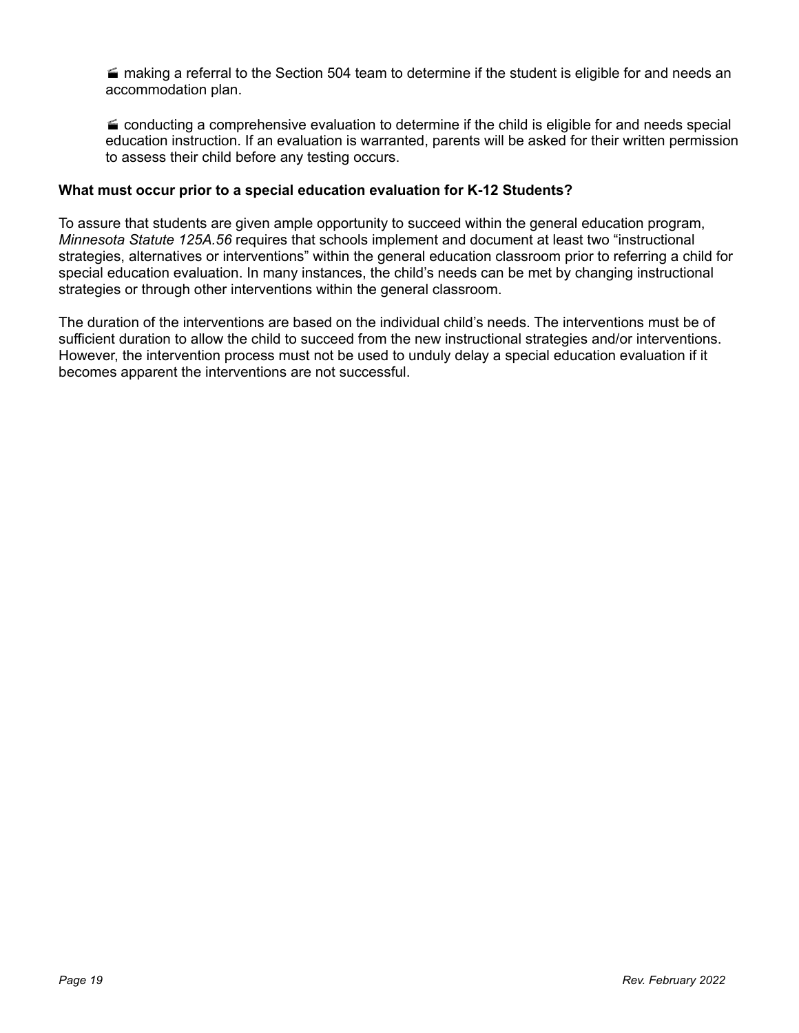- making a referral to the Section 504 team to determine if the student is eligible for and needs an accommodation plan.

- conducting a comprehensive evaluation to determine if the child is eligible for and needs special education instruction. If an evaluation is warranted, parents will be asked for their written permission to assess their child before any testing occurs.

**What must occur prior to a special education evaluation for K-12 Students?**

To assure that students are given ample opportunity to succeed within the general education program, *Minnesota Statute 125A.56* requires that schools implement and document at least two "instructional strategies, alternatives or interventions" within the general education classroom prior to referring a child for special education evaluation. In many instances, the child's needs can be met by changing instructional strategies or through other interventions within the general classroom.

The duration of the interventions are based on the individual child's needs. The interventions must be of sufficient duration to allow the child to succeed from the new instructional strategies and/or interventions. However, the intervention process must not be used to unduly delay a special education evaluation if it becomes apparent the interventions are not successful.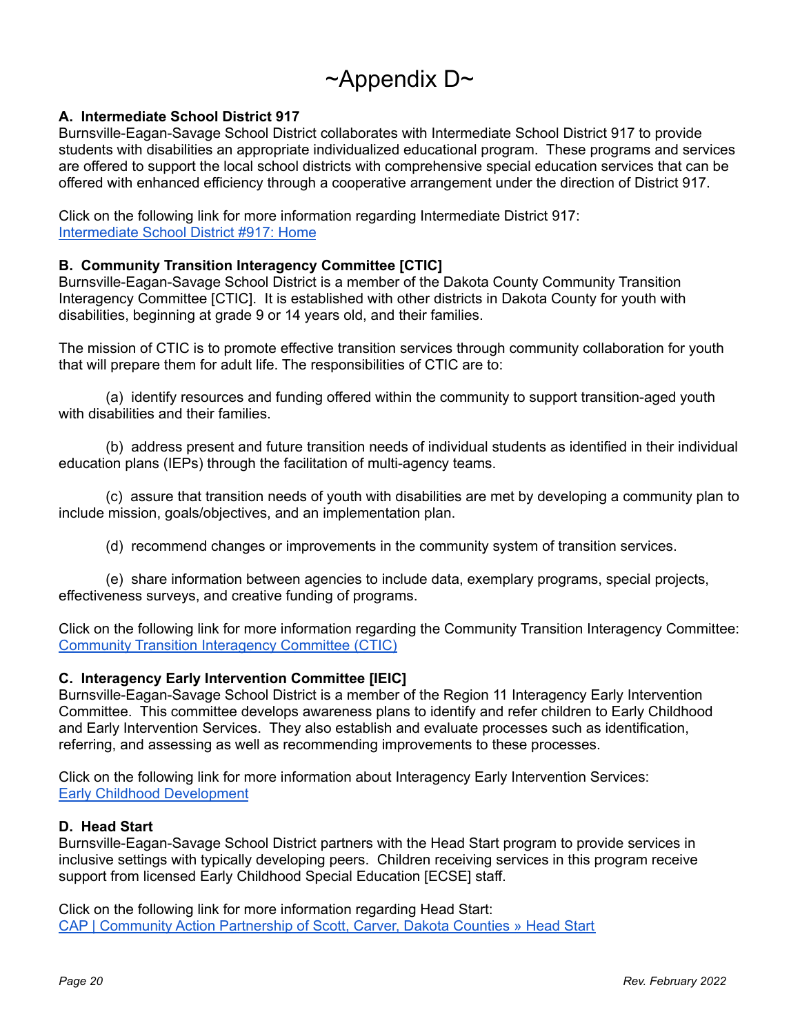# ~Appendix D~

**A. Intermediate School District 917**

Burnsville-Eagan-Savage School District collaborates with Intermediate School District 917 to provide students with disabilities an appropriate individualized educational program. These programs and services are offered to support the local school districts with comprehensive special education services that can be offered with enhanced efficiency through a cooperative arrangement under the direction of District 917.

Click on the following link for more information regarding Intermediate District 917:
[Intermediate School District #917: Home]

**B. Community Transition Interagency Committee [CTIC]**

Burnsville-Eagan-Savage School District is a member of the Dakota County Community Transition Interagency Committee [CTIC]. It is established with other districts in Dakota County for youth with disabilities, beginning at grade 9 or 14 years old, and their families.

The mission of CTIC is to promote effective transition services through community collaboration for youth that will prepare them for adult life. The responsibilities of CTIC are to:

(a) identify resources and funding offered within the community to support transition-aged youth with disabilities and their families.

(b) address present and future transition needs of individual students as identified in their individual education plans (IEPs) through the facilitation of multi-agency teams.

(c) assure that transition needs of youth with disabilities are met by developing a community plan to include mission, goals/objectives, and an implementation plan.

(d) recommend changes or improvements in the community system of transition services.

(e) share information between agencies to include data, exemplary programs, special projects, effectiveness surveys, and creative funding of programs.

Click on the following link for more information regarding the Community Transition Interagency Committee:
[Community Transition Interagency Committee (CTIC)]

**C. Interagency Early Intervention Committee [IEIC]**

Burnsville-Eagan-Savage School District is a member of the Region 11 Interagency Early Intervention Committee. This committee develops awareness plans to identify and refer children to Early Childhood and Early Intervention Services. They also establish and evaluate processes such as identification, referring, and assessing as well as recommending improvements to these processes.

Click on the following link for more information about Interagency Early Intervention Services:
[Early Childhood Development]

**D. Head Start**

Burnsville-Eagan-Savage School District partners with the Head Start program to provide services in inclusive settings with typically developing peers. Children receiving services in this program receive support from licensed Early Childhood Special Education [ECSE] staff.

Click on the following link for more information regarding Head Start:
[CAP | Community Action Partnership of Scott, Carver, Dakota Counties » Head Start]

*Rev. February 2022*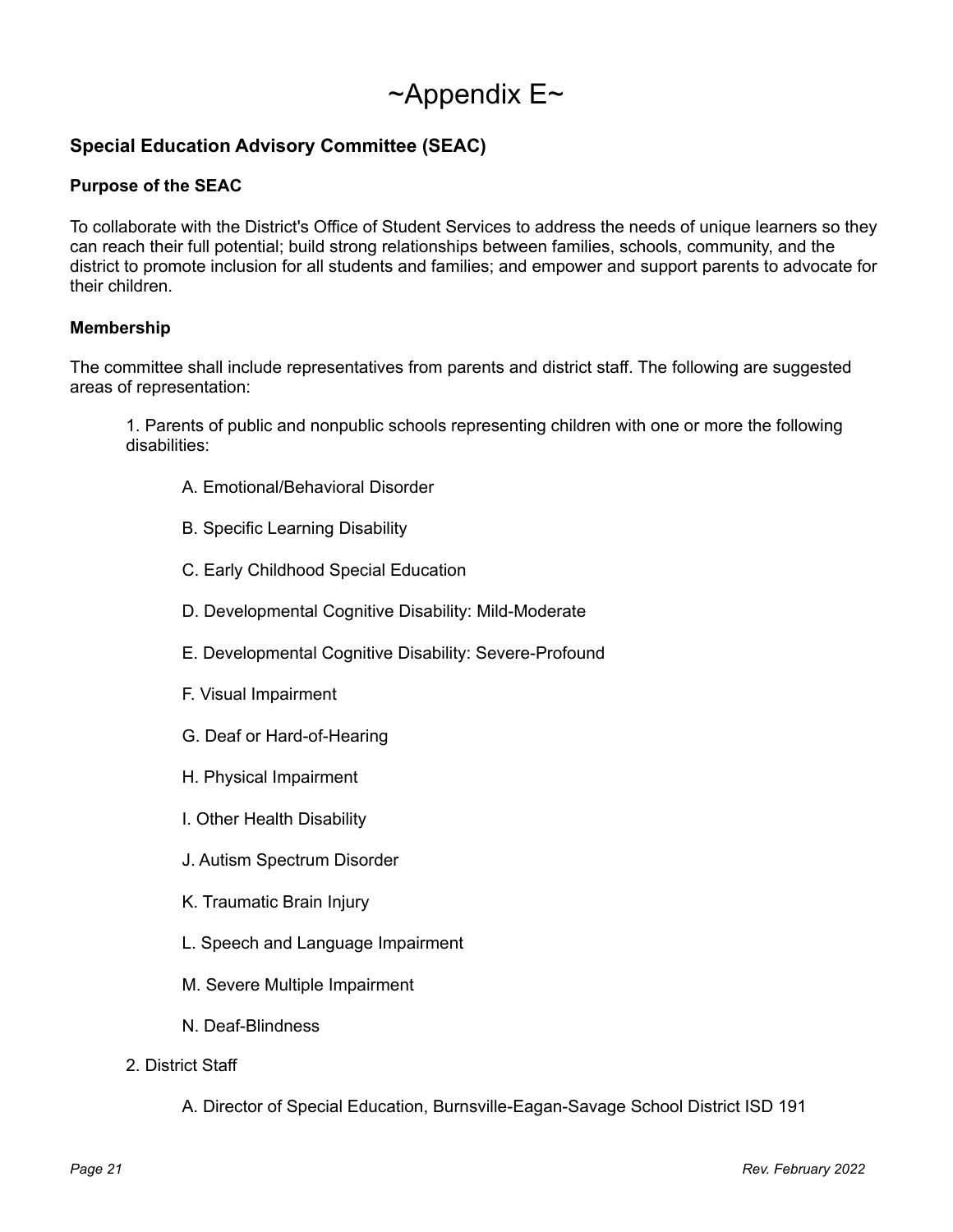# ~Appendix E~

## Special Education Advisory Committee (SEAC)

### Purpose of the SEAC

To collaborate with the District's Office of Student Services to address the needs of unique learners so they can reach their full potential; build strong relationships between families, schools, community, and the district to promote inclusion for all students and families; and empower and support parents to advocate for their children.

### Membership

The committee shall include representatives from parents and district staff. The following are suggested areas of representation:

1. Parents of public and nonpublic schools representing children with one or more the following disabilities:

    A. Emotional/Behavioral Disorder

    B. Specific Learning Disability

    C. Early Childhood Special Education

    D. Developmental Cognitive Disability: Mild-Moderate

    E. Developmental Cognitive Disability: Severe-Profound

    F. Visual Impairment

    G. Deaf or Hard-of-Hearing

    H. Physical Impairment

    I. Other Health Disability

    J. Autism Spectrum Disorder

    K. Traumatic Brain Injury

    L. Speech and Language Impairment

    M. Severe Multiple Impairment

    N. Deaf-Blindness

2. District Staff

    A. Director of Special Education, Burnsville-Eagan-Savage School District ISD 191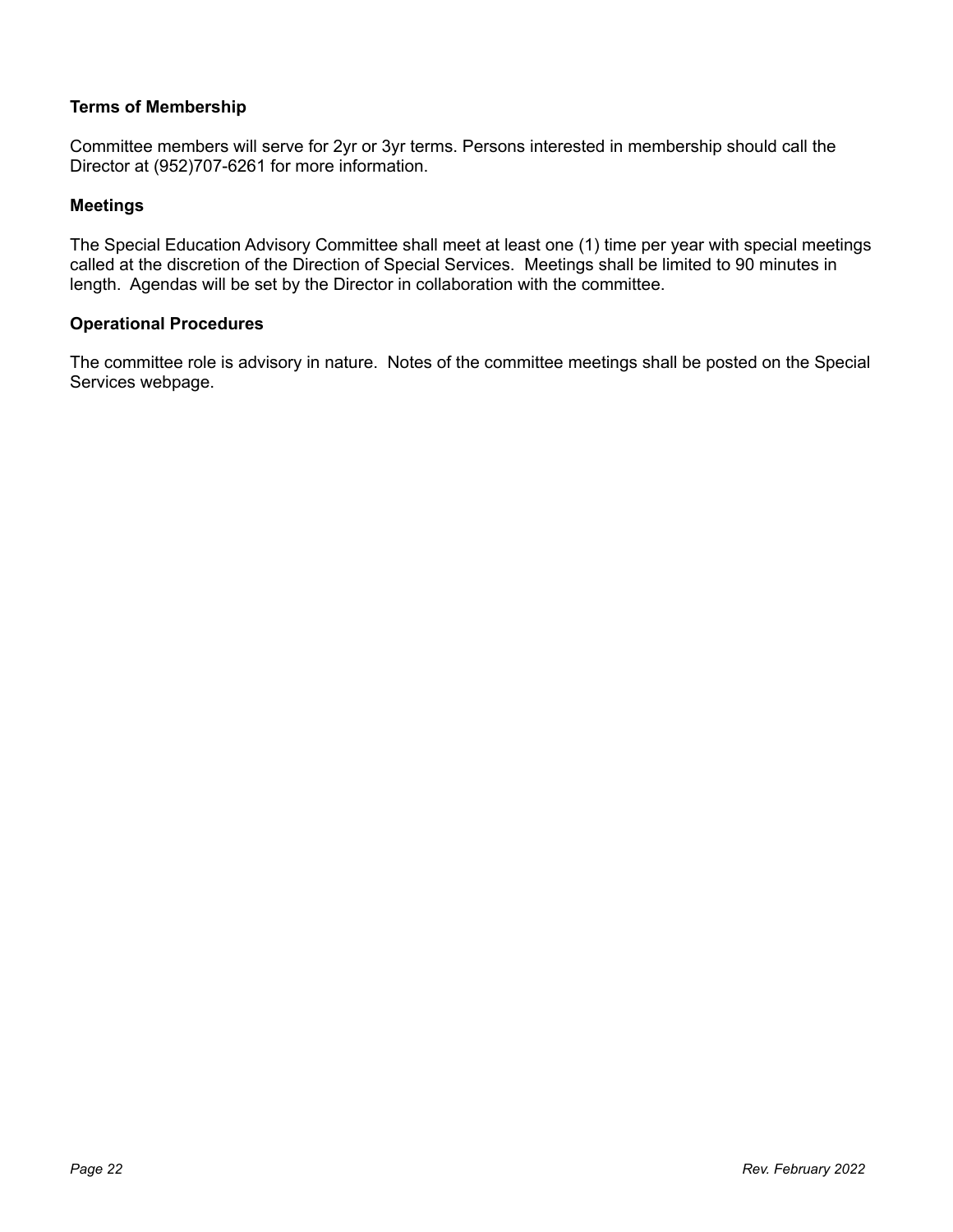### Terms of Membership

Committee members will serve for 2yr or 3yr terms. Persons interested in membership should call the Director at (952)707-6261 for more information.

### Meetings

The Special Education Advisory Committee shall meet at least one (1) time per year with special meetings called at the discretion of the Direction of Special Services. Meetings shall be limited to 90 minutes in length. Agendas will be set by the Director in collaboration with the committee.

### Operational Procedures

The committee role is advisory in nature. Notes of the committee meetings shall be posted on the Special Services webpage.